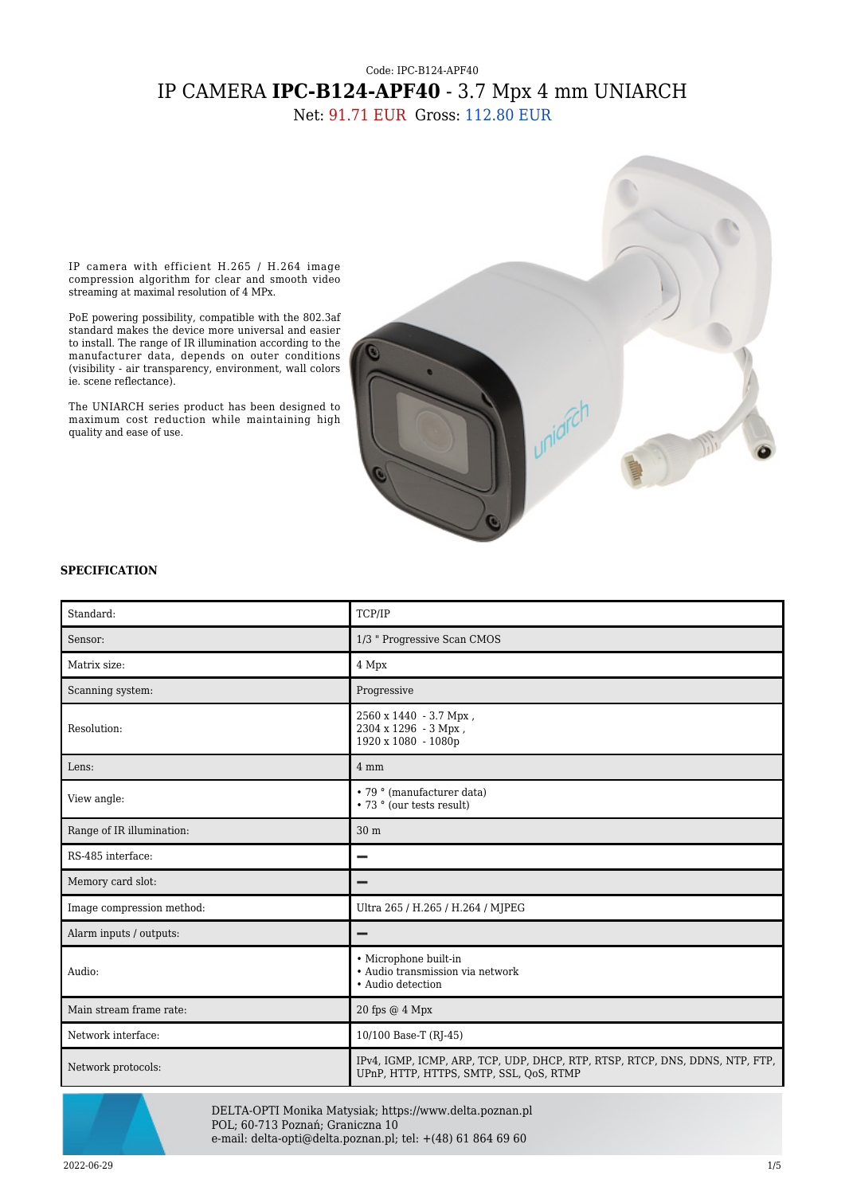Code: IPC-B124-APF40

# IP CAMERA **IPC-B124-APF40** - 3.7 Mpx 4 mm UNIARCH

Net: 91.71 EUR Gross: 112.80 EUR

IP camera with efficient H.265 / H.264 image compression algorithm for clear and smooth video streaming at maximal resolution of 4 MPx.

PoE powering possibility, compatible with the 802.3af standard makes the device more universal and easier to install. The range of IR illumination according to the manufacturer data, depends on outer conditions (visibility - air transparency, environment, wall colors ie. scene reflectance).

The UNIARCH series product has been designed to maximum cost reduction while maintaining high quality and ease of use.

## SPECIFICATION

| | |
|---|---|
| Standard: | TCP/IP |
| Sensor: | 1/3 " Progressive Scan CMOS |
| Matrix size: | 4 Mpx |
| Scanning system: | Progressive |
| Resolution: | 2560 x 1440 - 3.7 Mpx ,<br>2304 x 1296 - 3 Mpx ,<br>1920 x 1080 - 1080p |
| Lens: | 4 mm |
| View angle: | • 79 ° (manufacturer data)<br>• 73 ° (our tests result) |
| Range of IR illumination: | 30 m |
| RS-485 interface: | – |
| Memory card slot: | – |
| Image compression method: | Ultra 265 / H.265 / H.264 / MJPEG |
| Alarm inputs / outputs: | – |
| Audio: | • Microphone built-in<br>• Audio transmission via network<br>• Audio detection |
| Main stream frame rate: | 20 fps @ 4 Mpx |
| Network interface: | 10/100 Base-T (RJ-45) |
| Network protocols: | IPv4, IGMP, ICMP, ARP, TCP, UDP, DHCP, RTP, RTSP, RTCP, DNS, DDNS, NTP, FTP, UPnP, HTTP, HTTPS, SMTP, SSL, QoS, RTMP |

DELTA-OPTI Monika Matysiak; https://www.delta.poznan.pl
POL; 60-713 Poznań; Graniczna 10
e-mail: delta-opti@delta.poznan.pl; tel: +(48) 61 864 69 60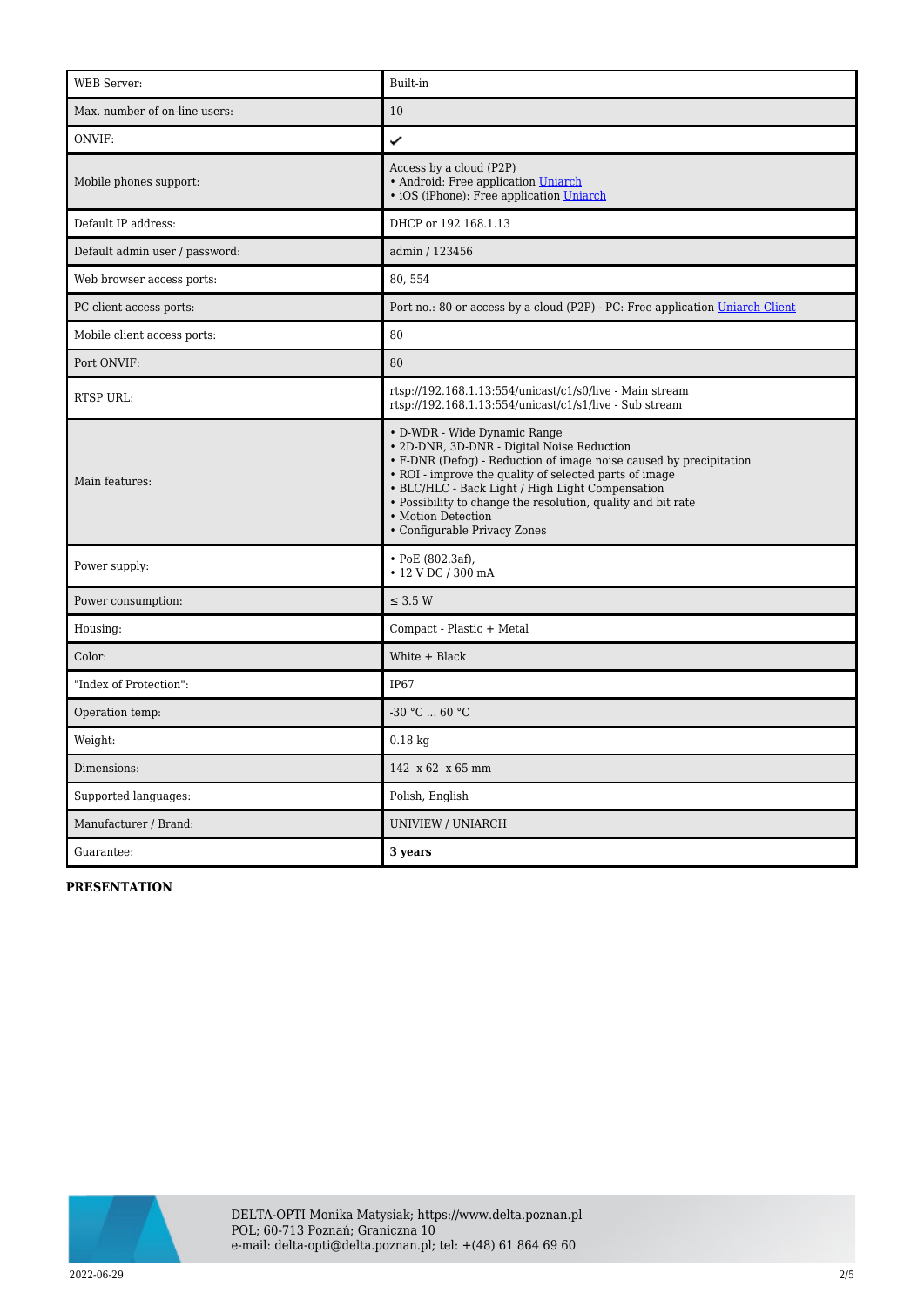| | |
|---|---|
| WEB Server: | Built-in |
| Max. number of on-line users: | 10 |
| ONVIF: | ✔ |
| Mobile phones support: | Access by a cloud (P2P)<br>• Android: Free application Uniarch<br>• iOS (iPhone): Free application Uniarch |
| Default IP address: | DHCP or 192.168.1.13 |
| Default admin user / password: | admin / 123456 |
| Web browser access ports: | 80, 554 |
| PC client access ports: | Port no.: 80 or access by a cloud (P2P) - PC: Free application Uniarch Client |
| Mobile client access ports: | 80 |
| Port ONVIF: | 80 |
| RTSP URL: | rtsp://192.168.1.13:554/unicast/c1/s0/live - Main stream<br>rtsp://192.168.1.13:554/unicast/c1/s1/live - Sub stream |
| Main features: | • D-WDR - Wide Dynamic Range<br>• 2D-DNR, 3D-DNR - Digital Noise Reduction<br>• F-DNR (Defog) - Reduction of image noise caused by precipitation<br>• ROI - improve the quality of selected parts of image<br>• BLC/HLC - Back Light / High Light Compensation<br>• Possibility to change the resolution, quality and bit rate<br>• Motion Detection<br>• Configurable Privacy Zones |
| Power supply: | • PoE (802.3af),<br>• 12 V DC / 300 mA |
| Power consumption: | ≤ 3.5 W |
| Housing: | Compact - Plastic + Metal |
| Color: | White + Black |
| "Index of Protection": | IP67 |
| Operation temp: | -30 °C ... 60 °C |
| Weight: | 0.18 kg |
| Dimensions: | 142 x 62 x 65 mm |
| Supported languages: | Polish, English |
| Manufacturer / Brand: | UNIVIEW / UNIARCH |
| Guarantee: | **3 years** |

**PRESENTATION**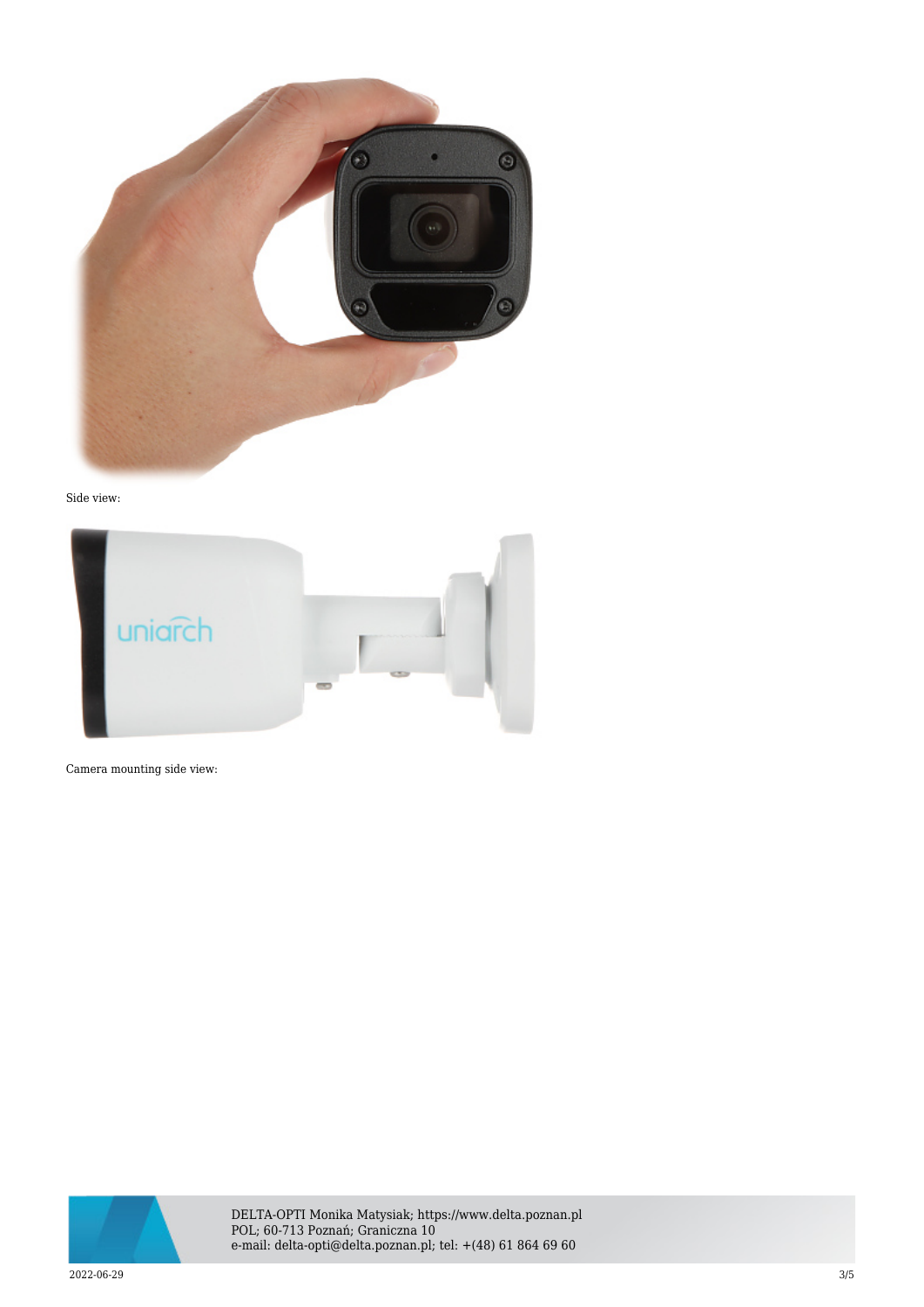Side view:

Camera mounting side view: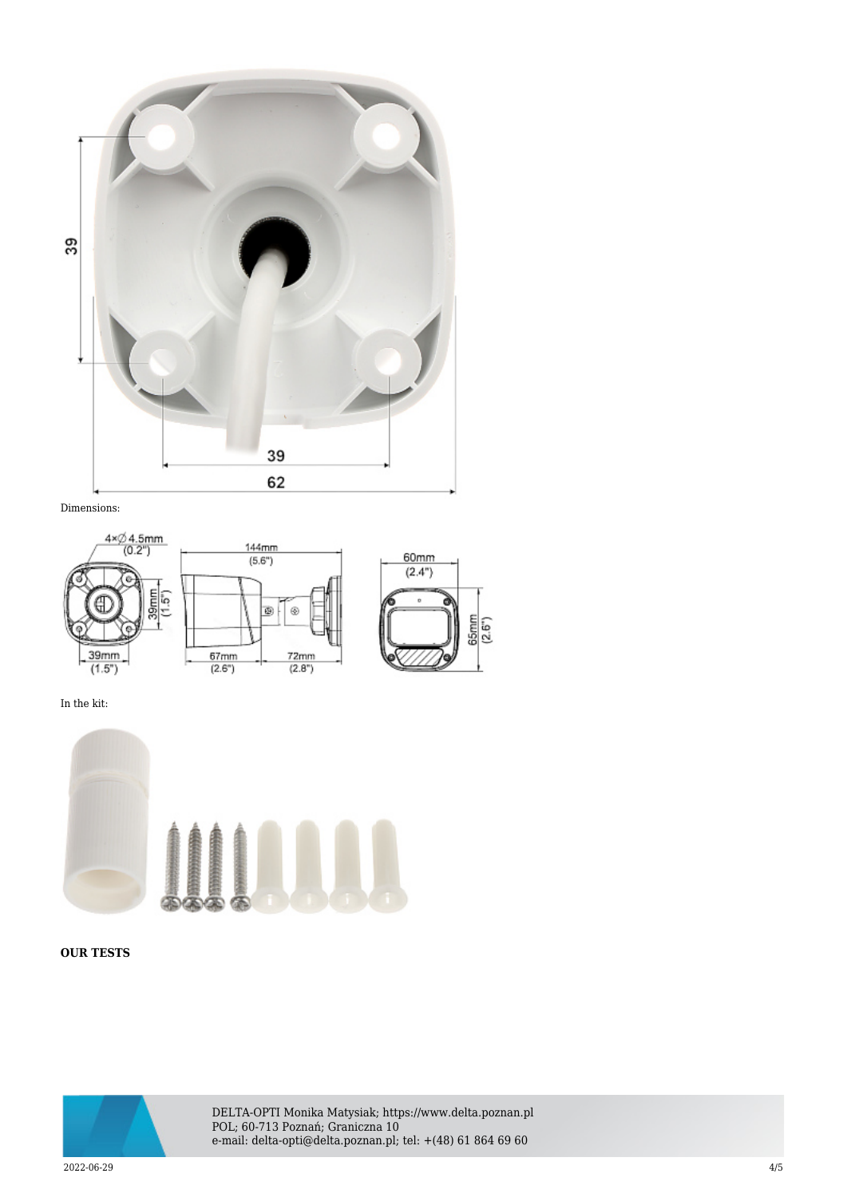Dimensions:

In the kit:

**OUR TESTS**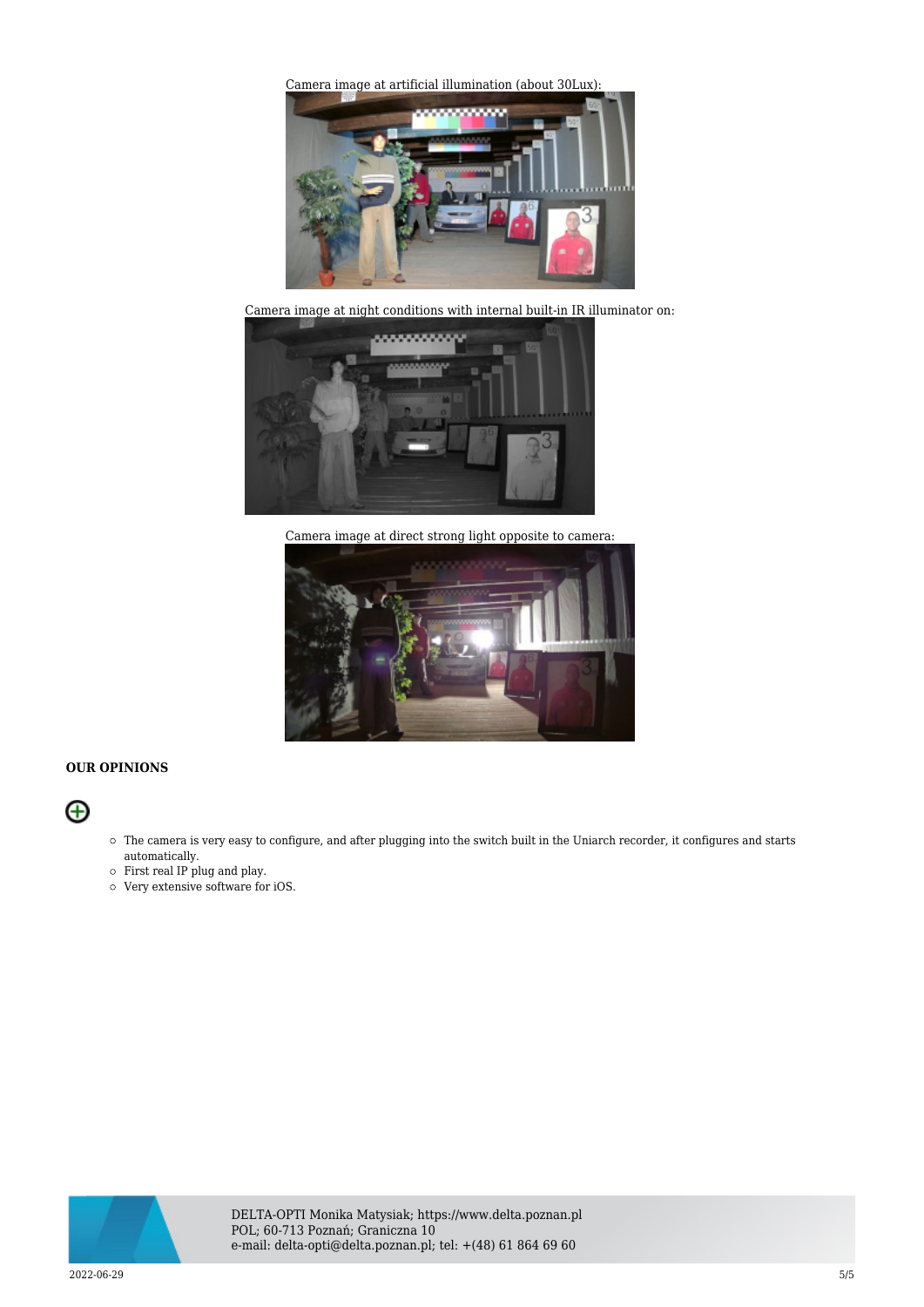Camera image at artificial illumination (about 30Lux):

Camera image at night conditions with internal built-in IR illuminator on:

Camera image at direct strong light opposite to camera:

**OUR OPINIONS**

⊕

- The camera is very easy to configure, and after plugging into the switch built in the Uniarch recorder, it configures and starts automatically.
- First real IP plug and play.
- Very extensive software for iOS.

DELTA-OPTI Monika Matysiak; https://www.delta.poznan.pl
POL; 60-713 Poznań; Graniczna 10
e-mail: delta-opti@delta.poznan.pl; tel: +(48) 61 864 69 60

2022-06-29